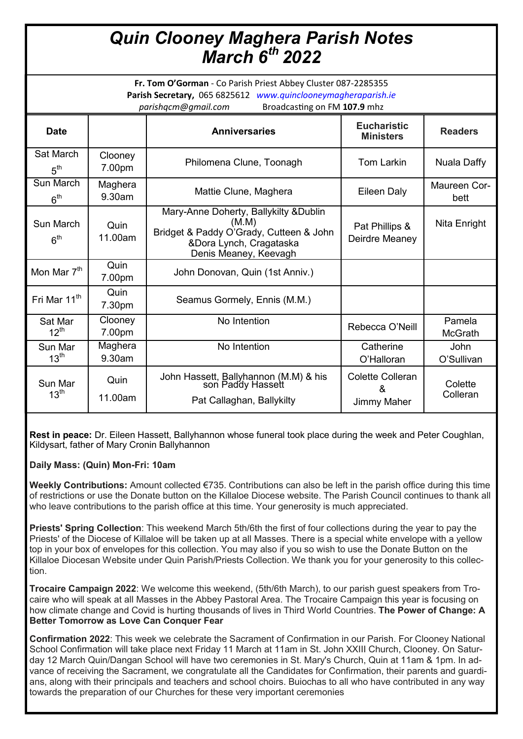# *Quin Clooney Maghera Parish Notes March 6th 2022*

**Fr. Tom O'Gorman** - Co Parish Priest Abbey Cluster 087-2285355
**Parish Secretary,** 065 6825612 *www.quinclooneymagheraparish.ie*
*parishqcm@gmail.com* Broadcasting on FM **107.9** mhz

| Date | | Anniversaries | Eucharistic Ministers | Readers |
|---|---|---|---|---|
| Sat March 5th | Clooney 7.00pm | Philomena Clune, Toonagh | Tom Larkin | Nuala Daffy |
| Sun March 6th | Maghera 9.30am | Mattie Clune, Maghera | Eileen Daly | Maureen Corbett |
| Sun March 6th | Quin 11.00am | Mary-Anne Doherty, Ballykilty &Dublin (M.M) Bridget & Paddy O'Grady, Cutteen & John &Dora Lynch, Cragataska Denis Meaney, Keevagh | Pat Phillips & Deirdre Meaney | Nita Enright |
| Mon Mar 7th | Quin 7.00pm | John Donovan, Quin (1st Anniv.) | | |
| Fri Mar 11th | Quin 7.30pm | Seamus Gormely, Ennis (M.M.) | | |
| Sat Mar 12th | Clooney 7.00pm | No Intention | Rebecca O'Neill | Pamela McGrath |
| Sun Mar 13th | Maghera 9.30am | No Intention | Catherine O'Halloran | John O'Sullivan |
| Sun Mar 13th | Quin 11.00am | John Hassett, Ballyhannon (M.M) & his son Paddy Hassett Pat Callaghan, Ballykilty | Colette Colleran & Jimmy Maher | Colette Colleran |

**Rest in peace:** Dr. Eileen Hassett, Ballyhannon whose funeral took place during the week and Peter Coughlan, Kildysart, father of Mary Cronin Ballyhannon

**Daily Mass: (Quin) Mon-Fri: 10am**

**Weekly Contributions:** Amount collected €735. Contributions can also be left in the parish office during this time of restrictions or use the Donate button on the Killaloe Diocese website. The Parish Council continues to thank all who leave contributions to the parish office at this time. Your generosity is much appreciated.

**Priests' Spring Collection**: This weekend March 5th/6th the first of four collections during the year to pay the Priests' of the Diocese of Killaloe will be taken up at all Masses. There is a special white envelope with a yellow top in your box of envelopes for this collection. You may also if you so wish to use the Donate Button on the Killaloe Diocesan Website under Quin Parish/Priests Collection. We thank you for your generosity to this collection.

**Trocaire Campaign 2022**: We welcome this weekend, (5th/6th March), to our parish guest speakers from Trocaire who will speak at all Masses in the Abbey Pastoral Area. The Trocaire Campaign this year is focusing on how climate change and Covid is hurting thousands of lives in Third World Countries. **The Power of Change: A Better Tomorrow as Love Can Conquer Fear**

**Confirmation 2022**: This week we celebrate the Sacrament of Confirmation in our Parish. For Clooney National School Confirmation will take place next Friday 11 March at 11am in St. John XXIII Church, Clooney. On Saturday 12 March Quin/Dangan School will have two ceremonies in St. Mary's Church, Quin at 11am & 1pm. In advance of receiving the Sacrament, we congratulate all the Candidates for Confirmation, their parents and guardians, along with their principals and teachers and school choirs. Buiochas to all who have contributed in any way towards the preparation of our Churches for these very important ceremonies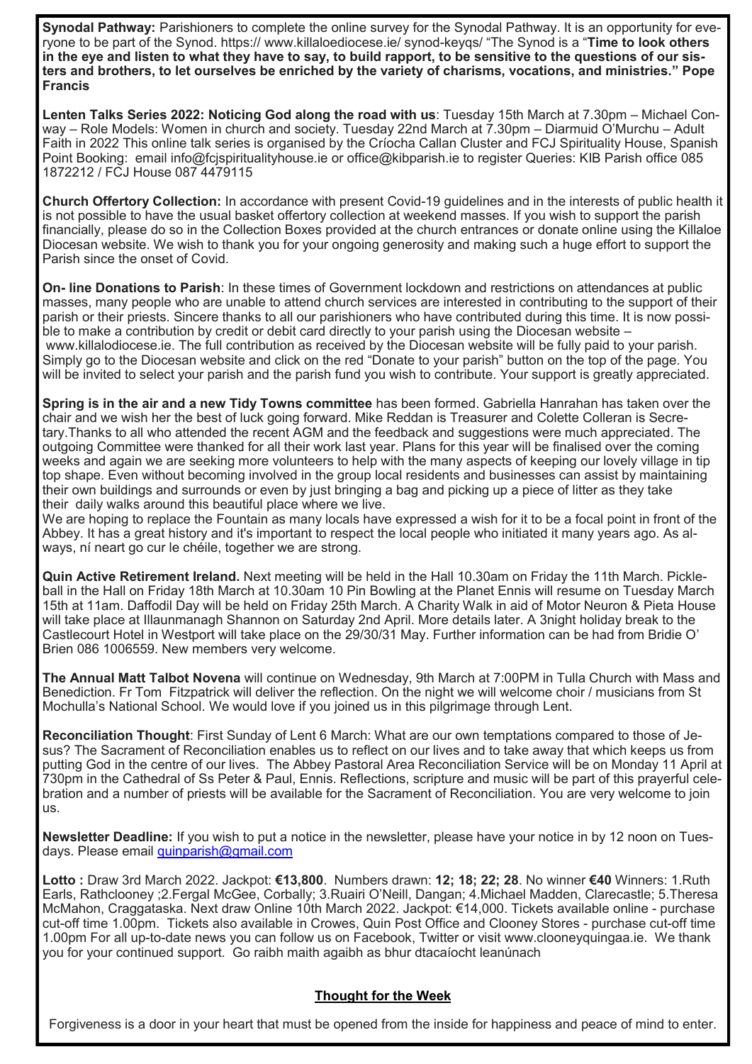**Synodal Pathway:** Parishioners to complete the online survey for the Synodal Pathway. It is an opportunity for everyone to be part of the Synod. https:// www.killaloediocese.ie/ synod-keyqs/ "The Synod is a "**Time to look others in the eye and listen to what they have to say, to build rapport, to be sensitive to the questions of our sisters and brothers, to let ourselves be enriched by the variety of charisms, vocations, and ministries." Pope Francis**

**Lenten Talks Series 2022: Noticing God along the road with us**: Tuesday 15th March at 7.30pm – Michael Conway – Role Models: Women in church and society. Tuesday 22nd March at 7.30pm – Diarmuid O'Murchu – Adult Faith in 2022 This online talk series is organised by the Críocha Callan Cluster and FCJ Spirituality House, Spanish Point Booking: email info@fcjspiritualityhouse.ie or office@kibparish.ie to register Queries: KIB Parish office 085 1872212 / FCJ House 087 4479115

**Church Offertory Collection:** In accordance with present Covid-19 guidelines and in the interests of public health it is not possible to have the usual basket offertory collection at weekend masses. If you wish to support the parish financially, please do so in the Collection Boxes provided at the church entrances or donate online using the Killaloe Diocesan website. We wish to thank you for your ongoing generosity and making such a huge effort to support the Parish since the onset of Covid.

**On- line Donations to Parish**: In these times of Government lockdown and restrictions on attendances at public masses, many people who are unable to attend church services are interested in contributing to the support of their parish or their priests. Sincere thanks to all our parishioners who have contributed during this time. It is now possible to make a contribution by credit or debit card directly to your parish using the Diocesan website – www.killalodiocese.ie. The full contribution as received by the Diocesan website will be fully paid to your parish. Simply go to the Diocesan website and click on the red "Donate to your parish" button on the top of the page. You will be invited to select your parish and the parish fund you wish to contribute. Your support is greatly appreciated.

**Spring is in the air and a new Tidy Towns committee** has been formed. Gabriella Hanrahan has taken over the chair and we wish her the best of luck going forward. Mike Reddan is Treasurer and Colette Colleran is Secretary.Thanks to all who attended the recent AGM and the feedback and suggestions were much appreciated. The outgoing Committee were thanked for all their work last year. Plans for this year will be finalised over the coming weeks and again we are seeking more volunteers to help with the many aspects of keeping our lovely village in tip top shape. Even without becoming involved in the group local residents and businesses can assist by maintaining their own buildings and surrounds or even by just bringing a bag and picking up a piece of litter as they take their daily walks around this beautiful place where we live.
We are hoping to replace the Fountain as many locals have expressed a wish for it to be a focal point in front of the Abbey. It has a great history and it's important to respect the local people who initiated it many years ago. As always, ní neart go cur le chéile, together we are strong.

**Quin Active Retirement Ireland.** Next meeting will be held in the Hall 10.30am on Friday the 11th March. Pickleball in the Hall on Friday 18th March at 10.30am 10 Pin Bowling at the Planet Ennis will resume on Tuesday March 15th at 11am. Daffodil Day will be held on Friday 25th March. A Charity Walk in aid of Motor Neuron & Pieta House will take place at Illaunmanagh Shannon on Saturday 2nd April. More details later. A 3night holiday break to the Castlecourt Hotel in Westport will take place on the 29/30/31 May. Further information can be had from Bridie O' Brien 086 1006559. New members very welcome.

**The Annual Matt Talbot Novena** will continue on Wednesday, 9th March at 7:00PM in Tulla Church with Mass and Benediction. Fr Tom Fitzpatrick will deliver the reflection. On the night we will welcome choir / musicians from St Mochulla's National School. We would love if you joined us in this pilgrimage through Lent.

**Reconciliation Thought**: First Sunday of Lent 6 March: What are our own temptations compared to those of Jesus? The Sacrament of Reconciliation enables us to reflect on our lives and to take away that which keeps us from putting God in the centre of our lives. The Abbey Pastoral Area Reconciliation Service will be on Monday 11 April at 730pm in the Cathedral of Ss Peter & Paul, Ennis. Reflections, scripture and music will be part of this prayerful celebration and a number of priests will be available for the Sacrament of Reconciliation. You are very welcome to join us.

**Newsletter Deadline:** If you wish to put a notice in the newsletter, please have your notice in by 12 noon on Tuesdays. Please email quinparish@gmail.com

**Lotto :** Draw 3rd March 2022. Jackpot: **€13,800**. Numbers drawn: **12; 18; 22; 28**. No winner **€40** Winners: 1.Ruth Earls, Rathclooney ;2.Fergal McGee, Corbally; 3.Ruairi O'Neill, Dangan; 4.Michael Madden, Clarecastle; 5.Theresa McMahon, Craggataska. Next draw Online 10th March 2022. Jackpot: €14,000. Tickets available online - purchase cut-off time 1.00pm. Tickets also available in Crowes, Quin Post Office and Clooney Stores - purchase cut-off time 1.00pm For all up-to-date news you can follow us on Facebook, Twitter or visit www.clooneyquingaa.ie. We thank you for your continued support. Go raibh maith agaibh as bhur dtacaíocht leanúnach

## Thought for the Week

Forgiveness is a door in your heart that must be opened from the inside for happiness and peace of mind to enter.